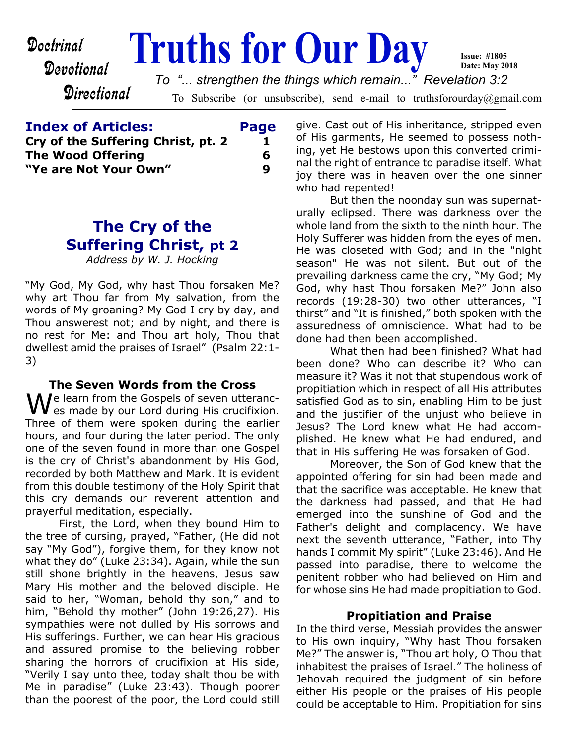*Doctrinal*
*Devotional*
*Directional*

# Truths for Our Day

**Issue: #1805**
**Date: May 2018**

*To "... strengthen the things which remain..." Revelation 3:2*

To Subscribe (or unsubscribe), send e-mail to truthsforourday@gmail.com

## Index of Articles:

| Article | Page |
|---|---|
| **Cry of the Suffering Christ, pt. 2** | **1** |
| **The Wood Offering** | **6** |
| **"Ye are Not Your Own"** | **9** |

## The Cry of the Suffering Christ, pt 2

*Address by W. J. Hocking*

"My God, My God, why hast Thou forsaken Me? why art Thou far from My salvation, from the words of My groaning? My God I cry by day, and Thou answerest not; and by night, and there is no rest for Me: and Thou art holy, Thou that dwellest amid the praises of Israel" (Psalm 22:1-3)

### The Seven Words from the Cross

We learn from the Gospels of seven utterances made by our Lord during His crucifixion. Three of them were spoken during the earlier hours, and four during the later period. The only one of the seven found in more than one Gospel is the cry of Christ's abandonment by His God, recorded by both Matthew and Mark. It is evident from this double testimony of the Holy Spirit that this cry demands our reverent attention and prayerful meditation, especially.

First, the Lord, when they bound Him to the tree of cursing, prayed, "Father, (He did not say "My God"), forgive them, for they know not what they do" (Luke 23:34). Again, while the sun still shone brightly in the heavens, Jesus saw Mary His mother and the beloved disciple. He said to her, "Woman, behold thy son," and to him, "Behold thy mother" (John 19:26,27). His sympathies were not dulled by His sorrows and His sufferings. Further, we can hear His gracious and assured promise to the believing robber sharing the horrors of crucifixion at His side, "Verily I say unto thee, today shalt thou be with Me in paradise" (Luke 23:43). Though poorer than the poorest of the poor, the Lord could still give. Cast out of His inheritance, stripped even of His garments, He seemed to possess nothing, yet He bestows upon this converted criminal the right of entrance to paradise itself. What joy there was in heaven over the one sinner who had repented!

But then the noonday sun was supernaturally eclipsed. There was darkness over the whole land from the sixth to the ninth hour. The Holy Sufferer was hidden from the eyes of men. He was closeted with God; and in the "night season" He was not silent. But out of the prevailing darkness came the cry, "My God; My God, why hast Thou forsaken Me?" John also records (19:28-30) two other utterances, "I thirst" and "It is finished," both spoken with the assuredness of omniscience. What had to be done had then been accomplished.

What then had been finished? What had been done? Who can describe it? Who can measure it? Was it not that stupendous work of propitiation which in respect of all His attributes satisfied God as to sin, enabling Him to be just and the justifier of the unjust who believe in Jesus? The Lord knew what He had accomplished. He knew what He had endured, and that in His suffering He was forsaken of God.

Moreover, the Son of God knew that the appointed offering for sin had been made and that the sacrifice was acceptable. He knew that the darkness had passed, and that He had emerged into the sunshine of God and the Father's delight and complacency. We have next the seventh utterance, "Father, into Thy hands I commit My spirit" (Luke 23:46). And He passed into paradise, there to welcome the penitent robber who had believed on Him and for whose sins He had made propitiation to God.

### Propitiation and Praise

In the third verse, Messiah provides the answer to His own inquiry, "Why hast Thou forsaken Me?" The answer is, "Thou art holy, O Thou that inhabitest the praises of Israel." The holiness of Jehovah required the judgment of sin before either His people or the praises of His people could be acceptable to Him. Propitiation for sins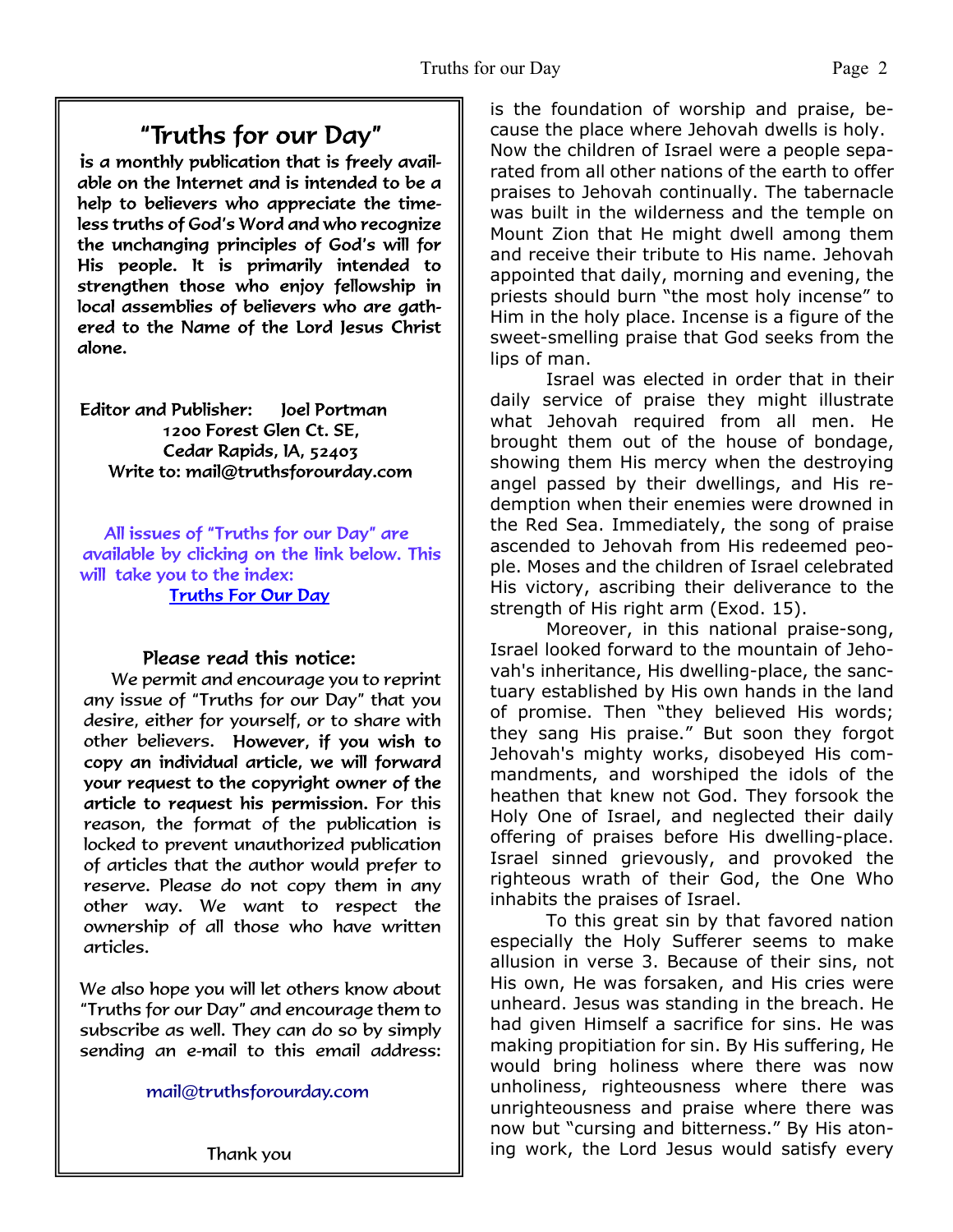## "Truths for our Day"

is a monthly publication that is freely available on the Internet and is intended to be a help to believers who appreciate the timeless truths of God's Word and who recognize the unchanging principles of God's will for His people. It is primarily intended to strengthen those who enjoy fellowship in local assemblies of believers who are gathered to the Name of the Lord Jesus Christ alone.

Editor and Publisher: Joel Portman
1200 Forest Glen Ct. SE,
Cedar Rapids, IA, 52403
Write to: mail@truthsforourday.com

All issues of "Truths for our Day" are available by clicking on the link below. This will take you to the index:
Truths For Our Day

### Please read this notice:

We permit and encourage you to reprint any issue of "Truths for our Day" that you desire, either for yourself, or to share with other believers. **However, if you wish to copy an individual article, we will forward your request to the copyright owner of the article to request his permission.** For this reason, the format of the publication is locked to prevent unauthorized publication of articles that the author would prefer to reserve. Please do not copy them in any other way. We want to respect the ownership of all those who have written articles.

We also hope you will let others know about "Truths for our Day" and encourage them to subscribe as well. They can do so by simply sending an e-mail to this email address:

mail@truthsforourday.com

Thank you

---

is the foundation of worship and praise, because the place where Jehovah dwells is holy. Now the children of Israel were a people separated from all other nations of the earth to offer praises to Jehovah continually. The tabernacle was built in the wilderness and the temple on Mount Zion that He might dwell among them and receive their tribute to His name. Jehovah appointed that daily, morning and evening, the priests should burn "the most holy incense" to Him in the holy place. Incense is a figure of the sweet-smelling praise that God seeks from the lips of man.

Israel was elected in order that in their daily service of praise they might illustrate what Jehovah required from all men. He brought them out of the house of bondage, showing them His mercy when the destroying angel passed by their dwellings, and His redemption when their enemies were drowned in the Red Sea. Immediately, the song of praise ascended to Jehovah from His redeemed people. Moses and the children of Israel celebrated His victory, ascribing their deliverance to the strength of His right arm (Exod. 15).

Moreover, in this national praise-song, Israel looked forward to the mountain of Jehovah's inheritance, His dwelling-place, the sanctuary established by His own hands in the land of promise. Then "they believed His words; they sang His praise." But soon they forgot Jehovah's mighty works, disobeyed His commandments, and worshiped the idols of the heathen that knew not God. They forsook the Holy One of Israel, and neglected their daily offering of praises before His dwelling-place. Israel sinned grievously, and provoked the righteous wrath of their God, the One Who inhabits the praises of Israel.

To this great sin by that favored nation especially the Holy Sufferer seems to make allusion in verse 3. Because of their sins, not His own, He was forsaken, and His cries were unheard. Jesus was standing in the breach. He had given Himself a sacrifice for sins. He was making propitiation for sin. By His suffering, He would bring holiness where there was now unholiness, righteousness where there was unrighteousness and praise where there was now but "cursing and bitterness." By His atoning work, the Lord Jesus would satisfy every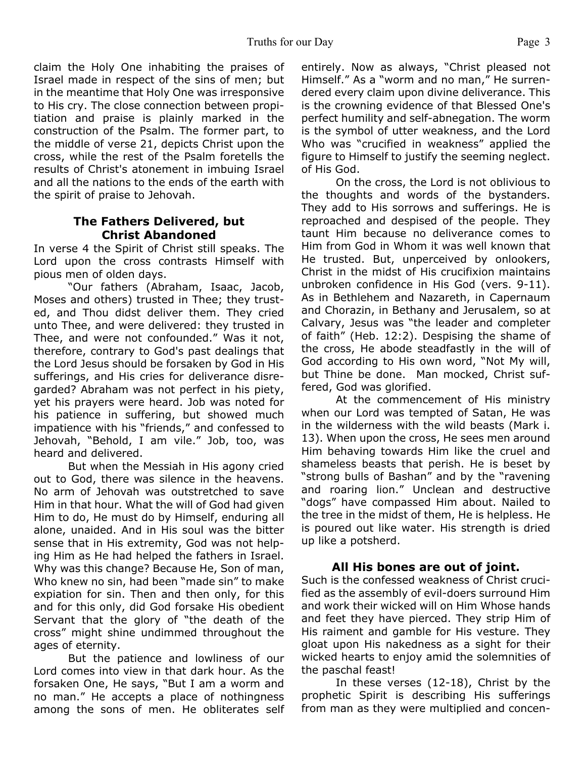claim the Holy One inhabiting the praises of Israel made in respect of the sins of men; but in the meantime that Holy One was irresponsive to His cry. The close connection between propitiation and praise is plainly marked in the construction of the Psalm. The former part, to the middle of verse 21, depicts Christ upon the cross, while the rest of the Psalm foretells the results of Christ's atonement in imbuing Israel and all the nations to the ends of the earth with the spirit of praise to Jehovah.

### The Fathers Delivered, but Christ Abandoned

In verse 4 the Spirit of Christ still speaks. The Lord upon the cross contrasts Himself with pious men of olden days.

"Our fathers (Abraham, Isaac, Jacob, Moses and others) trusted in Thee; they trusted, and Thou didst deliver them. They cried unto Thee, and were delivered: they trusted in Thee, and were not confounded." Was it not, therefore, contrary to God's past dealings that the Lord Jesus should be forsaken by God in His sufferings, and His cries for deliverance disregarded? Abraham was not perfect in his piety, yet his prayers were heard. Job was noted for his patience in suffering, but showed much impatience with his "friends," and confessed to Jehovah, "Behold, I am vile." Job, too, was heard and delivered.

But when the Messiah in His agony cried out to God, there was silence in the heavens. No arm of Jehovah was outstretched to save Him in that hour. What the will of God had given Him to do, He must do by Himself, enduring all alone, unaided. And in His soul was the bitter sense that in His extremity, God was not helping Him as He had helped the fathers in Israel. Why was this change? Because He, Son of man, Who knew no sin, had been "made sin" to make expiation for sin. Then and then only, for this and for this only, did God forsake His obedient Servant that the glory of "the death of the cross" might shine undimmed throughout the ages of eternity.

But the patience and lowliness of our Lord comes into view in that dark hour. As the forsaken One, He says, "But I am a worm and no man." He accepts a place of nothingness among the sons of men. He obliterates self entirely. Now as always, "Christ pleased not Himself." As a "worm and no man," He surrendered every claim upon divine deliverance. This is the crowning evidence of that Blessed One's perfect humility and self-abnegation. The worm is the symbol of utter weakness, and the Lord Who was "crucified in weakness" applied the figure to Himself to justify the seeming neglect. of His God.

On the cross, the Lord is not oblivious to the thoughts and words of the bystanders. They add to His sorrows and sufferings. He is reproached and despised of the people. They taunt Him because no deliverance comes to Him from God in Whom it was well known that He trusted. But, unperceived by onlookers, Christ in the midst of His crucifixion maintains unbroken confidence in His God (vers. 9-11). As in Bethlehem and Nazareth, in Capernaum and Chorazin, in Bethany and Jerusalem, so at Calvary, Jesus was "the leader and completer of faith" (Heb. 12:2). Despising the shame of the cross, He abode steadfastly in the will of God according to His own word, "Not My will, but Thine be done. Man mocked, Christ suffered, God was glorified.

At the commencement of His ministry when our Lord was tempted of Satan, He was in the wilderness with the wild beasts (Mark i. 13). When upon the cross, He sees men around Him behaving towards Him like the cruel and shameless beasts that perish. He is beset by "strong bulls of Bashan" and by the "ravening and roaring lion." Unclean and destructive "dogs" have compassed Him about. Nailed to the tree in the midst of them, He is helpless. He is poured out like water. His strength is dried up like a potsherd.

### All His bones are out of joint.

Such is the confessed weakness of Christ crucified as the assembly of evil-doers surround Him and work their wicked will on Him Whose hands and feet they have pierced. They strip Him of His raiment and gamble for His vesture. They gloat upon His nakedness as a sight for their wicked hearts to enjoy amid the solemnities of the paschal feast!

In these verses (12-18), Christ by the prophetic Spirit is describing His sufferings from man as they were multiplied and concen-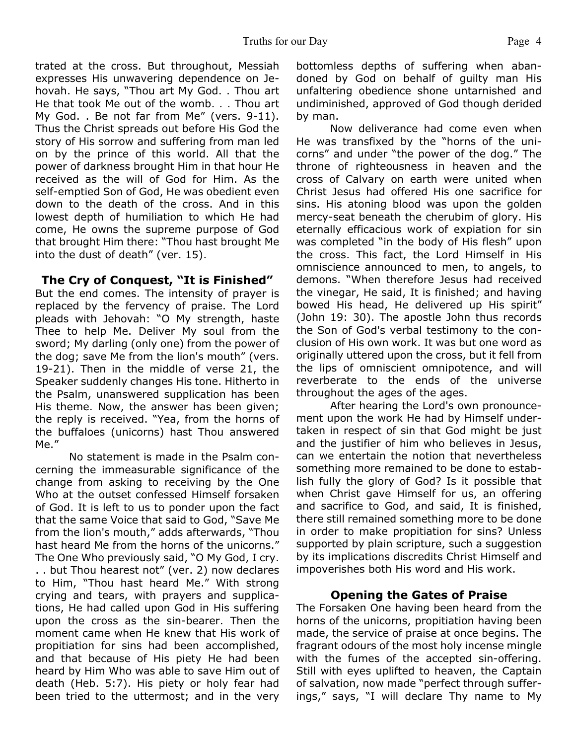trated at the cross. But throughout, Messiah expresses His unwavering dependence on Jehovah. He says, "Thou art My God. . Thou art He that took Me out of the womb. . . Thou art My God. . Be not far from Me" (vers. 9-11). Thus the Christ spreads out before His God the story of His sorrow and suffering from man led on by the prince of this world. All that the power of darkness brought Him in that hour He received as the will of God for Him. As the self-emptied Son of God, He was obedient even down to the death of the cross. And in this lowest depth of humiliation to which He had come, He owns the supreme purpose of God that brought Him there: "Thou hast brought Me into the dust of death" (ver. 15).

## The Cry of Conquest, "It is Finished"

But the end comes. The intensity of prayer is replaced by the fervency of praise. The Lord pleads with Jehovah: "O My strength, haste Thee to help Me. Deliver My soul from the sword; My darling (only one) from the power of the dog; save Me from the lion's mouth" (vers. 19-21). Then in the middle of verse 21, the Speaker suddenly changes His tone. Hitherto in the Psalm, unanswered supplication has been His theme. Now, the answer has been given; the reply is received. "Yea, from the horns of the buffaloes (unicorns) hast Thou answered Me."

No statement is made in the Psalm concerning the immeasurable significance of the change from asking to receiving by the One Who at the outset confessed Himself forsaken of God. It is left to us to ponder upon the fact that the same Voice that said to God, "Save Me from the lion's mouth," adds afterwards, "Thou hast heard Me from the horns of the unicorns." The One Who previously said, "O My God, I cry. . . but Thou hearest not" (ver. 2) now declares to Him, "Thou hast heard Me." With strong crying and tears, with prayers and supplications, He had called upon God in His suffering upon the cross as the sin-bearer. Then the moment came when He knew that His work of propitiation for sins had been accomplished, and that because of His piety He had been heard by Him Who was able to save Him out of death (Heb. 5:7). His piety or holy fear had been tried to the uttermost; and in the very bottomless depths of suffering when abandoned by God on behalf of guilty man His unfaltering obedience shone untarnished and undiminished, approved of God though derided by man.

Now deliverance had come even when He was transfixed by the "horns of the unicorns" and under "the power of the dog." The throne of righteousness in heaven and the cross of Calvary on earth were united when Christ Jesus had offered His one sacrifice for sins. His atoning blood was upon the golden mercy-seat beneath the cherubim of glory. His eternally efficacious work of expiation for sin was completed "in the body of His flesh" upon the cross. This fact, the Lord Himself in His omniscience announced to men, to angels, to demons. "When therefore Jesus had received the vinegar, He said, It is finished; and having bowed His head, He delivered up His spirit" (John 19: 30). The apostle John thus records the Son of God's verbal testimony to the conclusion of His own work. It was but one word as originally uttered upon the cross, but it fell from the lips of omniscient omnipotence, and will reverberate to the ends of the universe throughout the ages of the ages.

After hearing the Lord's own pronouncement upon the work He had by Himself undertaken in respect of sin that God might be just and the justifier of him who believes in Jesus, can we entertain the notion that nevertheless something more remained to be done to establish fully the glory of God? Is it possible that when Christ gave Himself for us, an offering and sacrifice to God, and said, It is finished, there still remained something more to be done in order to make propitiation for sins? Unless supported by plain scripture, such a suggestion by its implications discredits Christ Himself and impoverishes both His word and His work.

## Opening the Gates of Praise

The Forsaken One having been heard from the horns of the unicorns, propitiation having been made, the service of praise at once begins. The fragrant odours of the most holy incense mingle with the fumes of the accepted sin-offering. Still with eyes uplifted to heaven, the Captain of salvation, now made "perfect through sufferings," says, "I will declare Thy name to My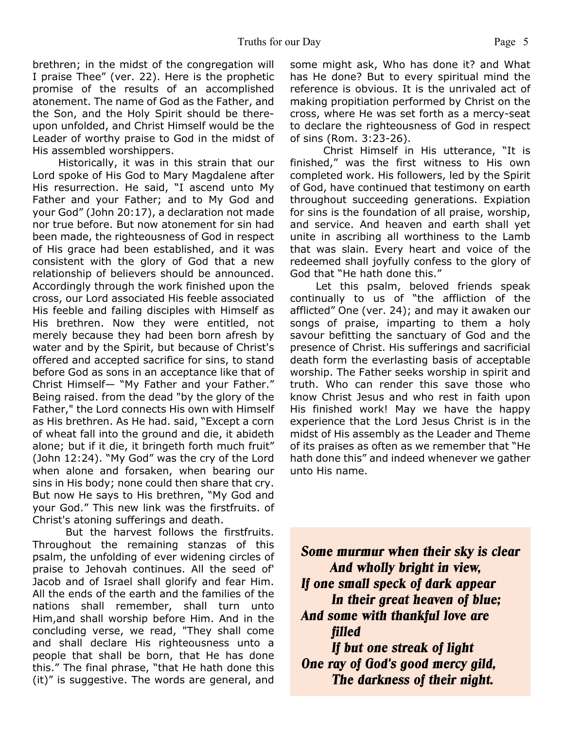brethren; in the midst of the congregation will I praise Thee" (ver. 22). Here is the prophetic promise of the results of an accomplished atonement. The name of God as the Father, and the Son, and the Holy Spirit should be thereupon unfolded, and Christ Himself would be the Leader of worthy praise to God in the midst of His assembled worshippers.

Historically, it was in this strain that our Lord spoke of His God to Mary Magdalene after His resurrection. He said, "I ascend unto My Father and your Father; and to My God and your God" (John 20:17), a declaration not made nor true before. But now atonement for sin had been made, the righteousness of God in respect of His grace had been established, and it was consistent with the glory of God that a new relationship of believers should be announced. Accordingly through the work finished upon the cross, our Lord associated His feeble associated His feeble and failing disciples with Himself as His brethren. Now they were entitled, not merely because they had been born afresh by water and by the Spirit, but because of Christ's offered and accepted sacrifice for sins, to stand before God as sons in an acceptance like that of Christ Himself— "My Father and your Father." Being raised. from the dead "by the glory of the Father," the Lord connects His own with Himself as His brethren. As He had. said, "Except a corn of wheat fall into the ground and die, it abideth alone; but if it die, it bringeth forth much fruit" (John 12:24). "My God" was the cry of the Lord when alone and forsaken, when bearing our sins in His body; none could then share that cry. But now He says to His brethren, "My God and your God." This new link was the firstfruits. of Christ's atoning sufferings and death.

But the harvest follows the firstfruits. Throughout the remaining stanzas of this psalm, the unfolding of ever widening circles of praise to Jehovah continues. All the seed of' Jacob and of Israel shall glorify and fear Him. All the ends of the earth and the families of the nations shall remember, shall turn unto Him,and shall worship before Him. And in the concluding verse, we read, "They shall come and shall declare His righteousness unto a people that shall be born, that He has done this." The final phrase, "that He hath done this (it)" is suggestive. The words are general, and some might ask, Who has done it? and What has He done? But to every spiritual mind the reference is obvious. It is the unrivaled act of making propitiation performed by Christ on the cross, where He was set forth as a mercy-seat to declare the righteousness of God in respect of sins (Rom. 3:23-26).

Christ Himself in His utterance, "It is finished," was the first witness to His own completed work. His followers, led by the Spirit of God, have continued that testimony on earth throughout succeeding generations. Expiation for sins is the foundation of all praise, worship, and service. And heaven and earth shall yet unite in ascribing all worthiness to the Lamb that was slain. Every heart and voice of the redeemed shall joyfully confess to the glory of God that "He hath done this."

Let this psalm, beloved friends speak continually to us of "the affliction of the afflicted" One (ver. 24); and may it awaken our songs of praise, imparting to them a holy savour befitting the sanctuary of God and the presence of Christ. His sufferings and sacrificial death form the everlasting basis of acceptable worship. The Father seeks worship in spirit and truth. Who can render this save those who know Christ Jesus and who rest in faith upon His finished work! May we have the happy experience that the Lord Jesus Christ is in the midst of His assembly as the Leader and Theme of its praises as often as we remember that "He hath done this" and indeed whenever we gather unto His name.

***Some murmur when their sky is clear***
***And wholly bright in view,***
***If one small speck of dark appear***
***In their great heaven of blue;***
***And some with thankful love are filled***
***If but one streak of light***
***One ray of God's good mercy gild,***
***The darkness of their night.***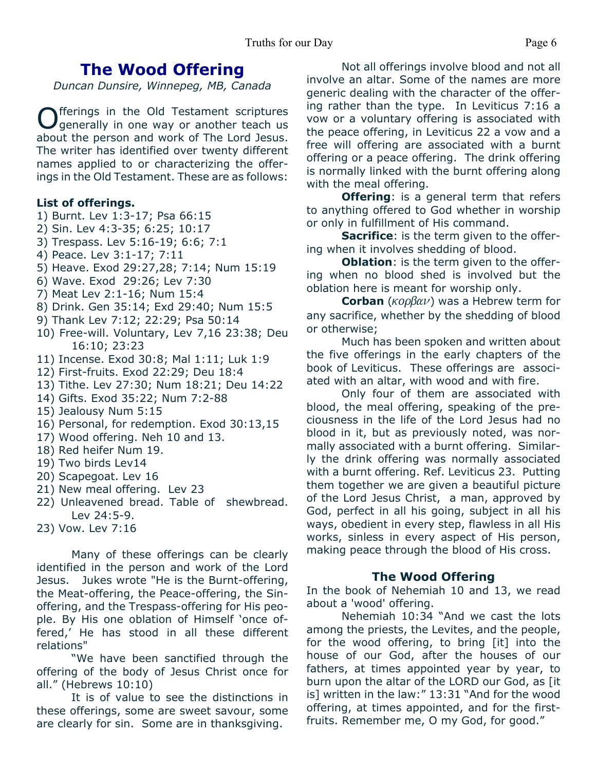# The Wood Offering

*Duncan Dunsire, Winnepeg, MB, Canada*

Offerings in the Old Testament scriptures generally in one way or another teach us about the person and work of The Lord Jesus. The writer has identified over twenty different names applied to or characterizing the offerings in the Old Testament. These are as follows:

**List of offerings.**

1) Burnt. Lev 1:3-17; Psa 66:15
2) Sin. Lev 4:3-35; 6:25; 10:17
3) Trespass. Lev 5:16-19; 6:6; 7:1
4) Peace. Lev 3:1-17; 7:11
5) Heave. Exod 29:27,28; 7:14; Num 15:19
6) Wave. Exod 29:26; Lev 7:30
7) Meat Lev 2:1-16; Num 15:4
8) Drink. Gen 35:14; Exd 29:40; Num 15:5
9) Thank Lev 7:12; 22:29; Psa 50:14
10) Free-will. Voluntary, Lev 7,16 23:38; Deu 16:10; 23:23
11) Incense. Exod 30:8; Mal 1:11; Luk 1:9
12) First-fruits. Exod 22:29; Deu 18:4
13) Tithe. Lev 27:30; Num 18:21; Deu 14:22
14) Gifts. Exod 35:22; Num 7:2-88
15) Jealousy Num 5:15
16) Personal, for redemption. Exod 30:13,15
17) Wood offering. Neh 10 and 13.
18) Red heifer Num 19.
19) Two birds Lev14
20) Scapegoat. Lev 16
21) New meal offering. Lev 23
22) Unleavened bread. Table of shewbread. Lev 24:5-9.
23) Vow. Lev 7:16

Many of these offerings can be clearly identified in the person and work of the Lord Jesus. Jukes wrote "He is the Burnt-offering, the Meat-offering, the Peace-offering, the Sin-offering, and the Trespass-offering for His people. By His one oblation of Himself 'once offered,' He has stood in all these different relations"

"We have been sanctified through the offering of the body of Jesus Christ once for all." (Hebrews 10:10)

It is of value to see the distinctions in these offerings, some are sweet savour, some are clearly for sin. Some are in thanksgiving.

Not all offerings involve blood and not all involve an altar. Some of the names are more generic dealing with the character of the offering rather than the type. In Leviticus 7:16 a vow or a voluntary offering is associated with the peace offering, in Leviticus 22 a vow and a free will offering are associated with a burnt offering or a peace offering. The drink offering is normally linked with the burnt offering along with the meal offering.

**Offering**: is a general term that refers to anything offered to God whether in worship or only in fulfillment of His command.

**Sacrifice**: is the term given to the offering when it involves shedding of blood.

**Oblation**: is the term given to the offering when no blood shed is involved but the oblation here is meant for worship only.

**Corban** (*κορβαν*) was a Hebrew term for any sacrifice, whether by the shedding of blood or otherwise;

Much has been spoken and written about the five offerings in the early chapters of the book of Leviticus. These offerings are associated with an altar, with wood and with fire.

Only four of them are associated with blood, the meal offering, speaking of the preciousness in the life of the Lord Jesus had no blood in it, but as previously noted, was normally associated with a burnt offering. Similarly the drink offering was normally associated with a burnt offering. Ref. Leviticus 23. Putting them together we are given a beautiful picture of the Lord Jesus Christ, a man, approved by God, perfect in all his going, subject in all his ways, obedient in every step, flawless in all His works, sinless in every aspect of His person, making peace through the blood of His cross.

## The Wood Offering

In the book of Nehemiah 10 and 13, we read about a 'wood' offering.

Nehemiah 10:34 "And we cast the lots among the priests, the Levites, and the people, for the wood offering, to bring [it] into the house of our God, after the houses of our fathers, at times appointed year by year, to burn upon the altar of the LORD our God, as [it is] written in the law:" 13:31 "And for the wood offering, at times appointed, and for the first-fruits. Remember me, O my God, for good."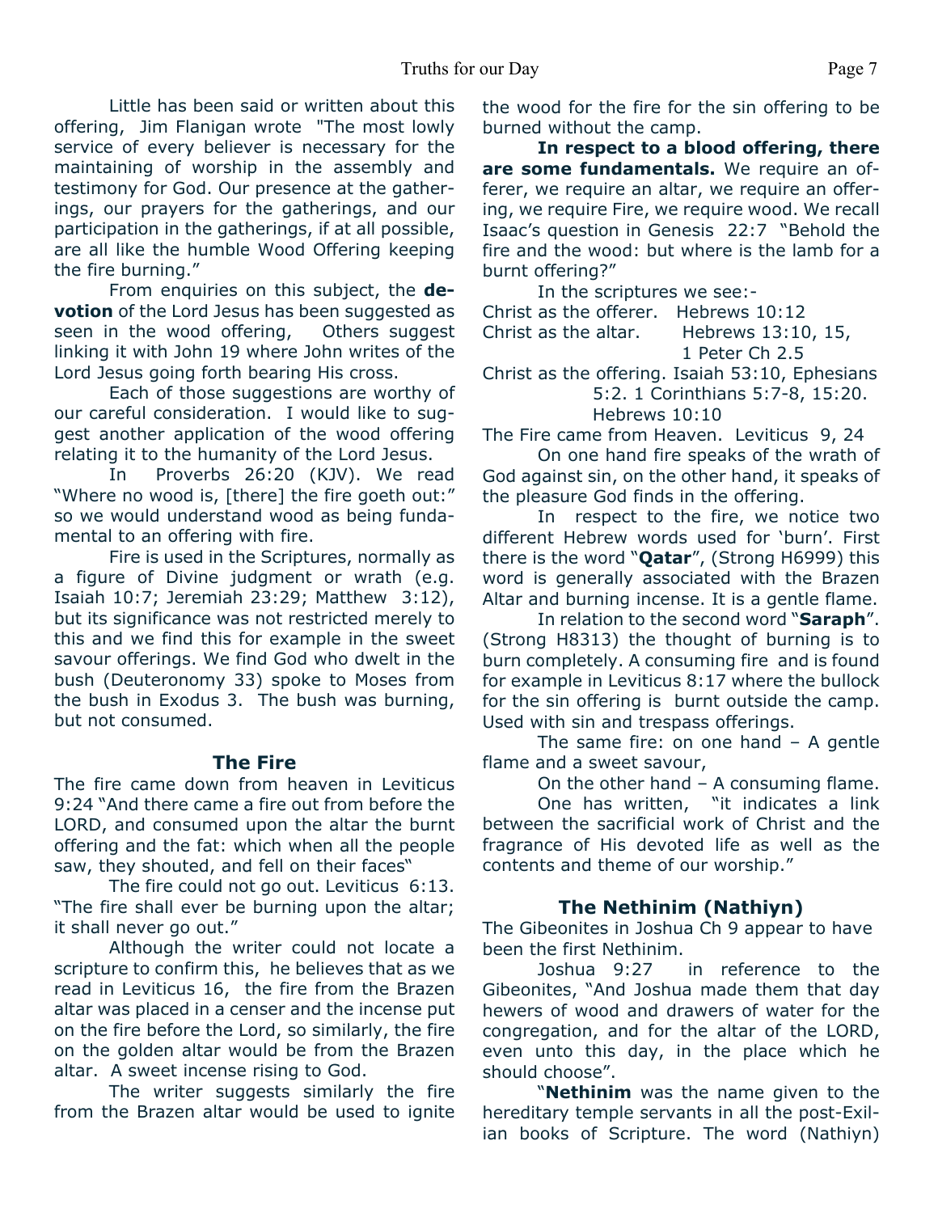Little has been said or written about this offering, Jim Flanigan wrote "The most lowly service of every believer is necessary for the maintaining of worship in the assembly and testimony for God. Our presence at the gatherings, our prayers for the gatherings, and our participation in the gatherings, if at all possible, are all like the humble Wood Offering keeping the fire burning."

From enquiries on this subject, the **devotion** of the Lord Jesus has been suggested as seen in the wood offering, Others suggest linking it with John 19 where John writes of the Lord Jesus going forth bearing His cross.

Each of those suggestions are worthy of our careful consideration. I would like to suggest another application of the wood offering relating it to the humanity of the Lord Jesus.

In Proverbs 26:20 (KJV). We read "Where no wood is, [there] the fire goeth out:" so we would understand wood as being fundamental to an offering with fire.

Fire is used in the Scriptures, normally as a figure of Divine judgment or wrath (e.g. Isaiah 10:7; Jeremiah 23:29; Matthew 3:12), but its significance was not restricted merely to this and we find this for example in the sweet savour offerings. We find God who dwelt in the bush (Deuteronomy 33) spoke to Moses from the bush in Exodus 3. The bush was burning, but not consumed.

### The Fire

The fire came down from heaven in Leviticus 9:24 "And there came a fire out from before the LORD, and consumed upon the altar the burnt offering and the fat: which when all the people saw, they shouted, and fell on their faces"

The fire could not go out. Leviticus 6:13. "The fire shall ever be burning upon the altar; it shall never go out."

Although the writer could not locate a scripture to confirm this, he believes that as we read in Leviticus 16, the fire from the Brazen altar was placed in a censer and the incense put on the fire before the Lord, so similarly, the fire on the golden altar would be from the Brazen altar. A sweet incense rising to God.

The writer suggests similarly the fire from the Brazen altar would be used to ignite the wood for the fire for the sin offering to be burned without the camp.

**In respect to a blood offering, there are some fundamentals.** We require an offerer, we require an altar, we require an offering, we require Fire, we require wood. We recall Isaac's question in Genesis 22:7 "Behold the fire and the wood: but where is the lamb for a burnt offering?"

In the scriptures we see:-

Christ as the offerer. Hebrews 10:12
Christ as the altar. Hebrews 13:10, 15, 1 Peter Ch 2.5
Christ as the offering. Isaiah 53:10, Ephesians 5:2. 1 Corinthians 5:7-8, 15:20. Hebrews 10:10
The Fire came from Heaven. Leviticus 9, 24

On one hand fire speaks of the wrath of God against sin, on the other hand, it speaks of the pleasure God finds in the offering.

In respect to the fire, we notice two different Hebrew words used for 'burn'. First there is the word "**Qatar**", (Strong H6999) this word is generally associated with the Brazen Altar and burning incense. It is a gentle flame.

In relation to the second word "**Saraph**". (Strong H8313) the thought of burning is to burn completely. A consuming fire and is found for example in Leviticus 8:17 where the bullock for the sin offering is burnt outside the camp. Used with sin and trespass offerings.

The same fire: on one hand – A gentle flame and a sweet savour,

On the other hand – A consuming flame.

One has written, "it indicates a link between the sacrificial work of Christ and the fragrance of His devoted life as well as the contents and theme of our worship."

### The Nethinim (Nathiyn)

The Gibeonites in Joshua Ch 9 appear to have been the first Nethinim.

Joshua 9:27 in reference to the Gibeonites, "And Joshua made them that day hewers of wood and drawers of water for the congregation, and for the altar of the LORD, even unto this day, in the place which he should choose".

"**Nethinim** was the name given to the hereditary temple servants in all the post-Exilian books of Scripture. The word (Nathiyn)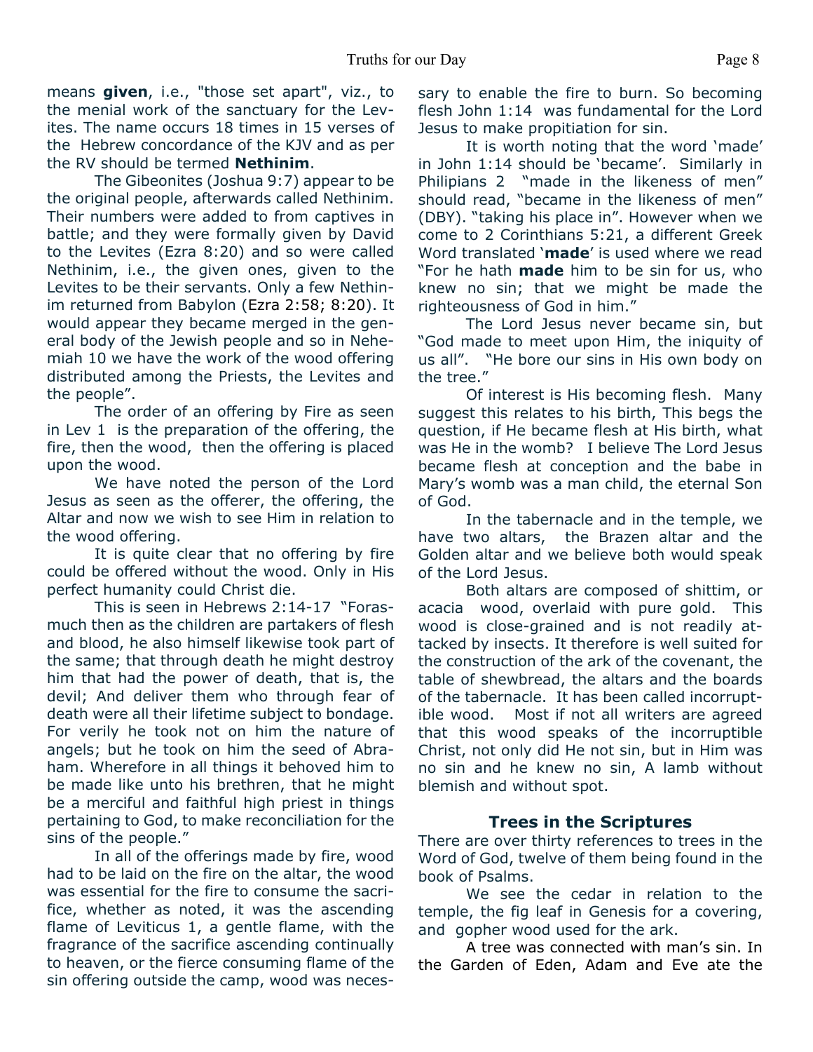means **given**, i.e., "those set apart", viz., to the menial work of the sanctuary for the Levites. The name occurs 18 times in 15 verses of the Hebrew concordance of the KJV and as per the RV should be termed **Nethinim**.

The Gibeonites (Joshua 9:7) appear to be the original people, afterwards called Nethinim. Their numbers were added to from captives in battle; and they were formally given by David to the Levites (Ezra 8:20) and so were called Nethinim, i.e., the given ones, given to the Levites to be their servants. Only a few Nethinim returned from Babylon (Ezra 2:58; 8:20). It would appear they became merged in the general body of the Jewish people and so in Nehemiah 10 we have the work of the wood offering distributed among the Priests, the Levites and the people".

The order of an offering by Fire as seen in Lev 1 is the preparation of the offering, the fire, then the wood, then the offering is placed upon the wood.

We have noted the person of the Lord Jesus as seen as the offerer, the offering, the Altar and now we wish to see Him in relation to the wood offering.

It is quite clear that no offering by fire could be offered without the wood. Only in His perfect humanity could Christ die.

This is seen in Hebrews 2:14-17 "Forasmuch then as the children are partakers of flesh and blood, he also himself likewise took part of the same; that through death he might destroy him that had the power of death, that is, the devil; And deliver them who through fear of death were all their lifetime subject to bondage. For verily he took not on him the nature of angels; but he took on him the seed of Abraham. Wherefore in all things it behoved him to be made like unto his brethren, that he might be a merciful and faithful high priest in things pertaining to God, to make reconciliation for the sins of the people."

In all of the offerings made by fire, wood had to be laid on the fire on the altar, the wood was essential for the fire to consume the sacrifice, whether as noted, it was the ascending flame of Leviticus 1, a gentle flame, with the fragrance of the sacrifice ascending continually to heaven, or the fierce consuming flame of the sin offering outside the camp, wood was necessary to enable the fire to burn. So becoming flesh John 1:14 was fundamental for the Lord Jesus to make propitiation for sin.

It is worth noting that the word 'made' in John 1:14 should be 'became'. Similarly in Philipians 2 "made in the likeness of men" should read, "became in the likeness of men" (DBY). "taking his place in". However when we come to 2 Corinthians 5:21, a different Greek Word translated '**made**' is used where we read "For he hath **made** him to be sin for us, who knew no sin; that we might be made the righteousness of God in him."

The Lord Jesus never became sin, but "God made to meet upon Him, the iniquity of us all". "He bore our sins in His own body on the tree."

Of interest is His becoming flesh. Many suggest this relates to his birth, This begs the question, if He became flesh at His birth, what was He in the womb? I believe The Lord Jesus became flesh at conception and the babe in Mary's womb was a man child, the eternal Son of God.

In the tabernacle and in the temple, we have two altars, the Brazen altar and the Golden altar and we believe both would speak of the Lord Jesus.

Both altars are composed of shittim, or acacia wood, overlaid with pure gold. This wood is close-grained and is not readily attacked by insects. It therefore is well suited for the construction of the ark of the covenant, the table of shewbread, the altars and the boards of the tabernacle. It has been called incorruptible wood. Most if not all writers are agreed that this wood speaks of the incorruptible Christ, not only did He not sin, but in Him was no sin and he knew no sin, A lamb without blemish and without spot.

## Trees in the Scriptures

There are over thirty references to trees in the Word of God, twelve of them being found in the book of Psalms.

We see the cedar in relation to the temple, the fig leaf in Genesis for a covering, and gopher wood used for the ark.

A tree was connected with man's sin. In the Garden of Eden, Adam and Eve ate the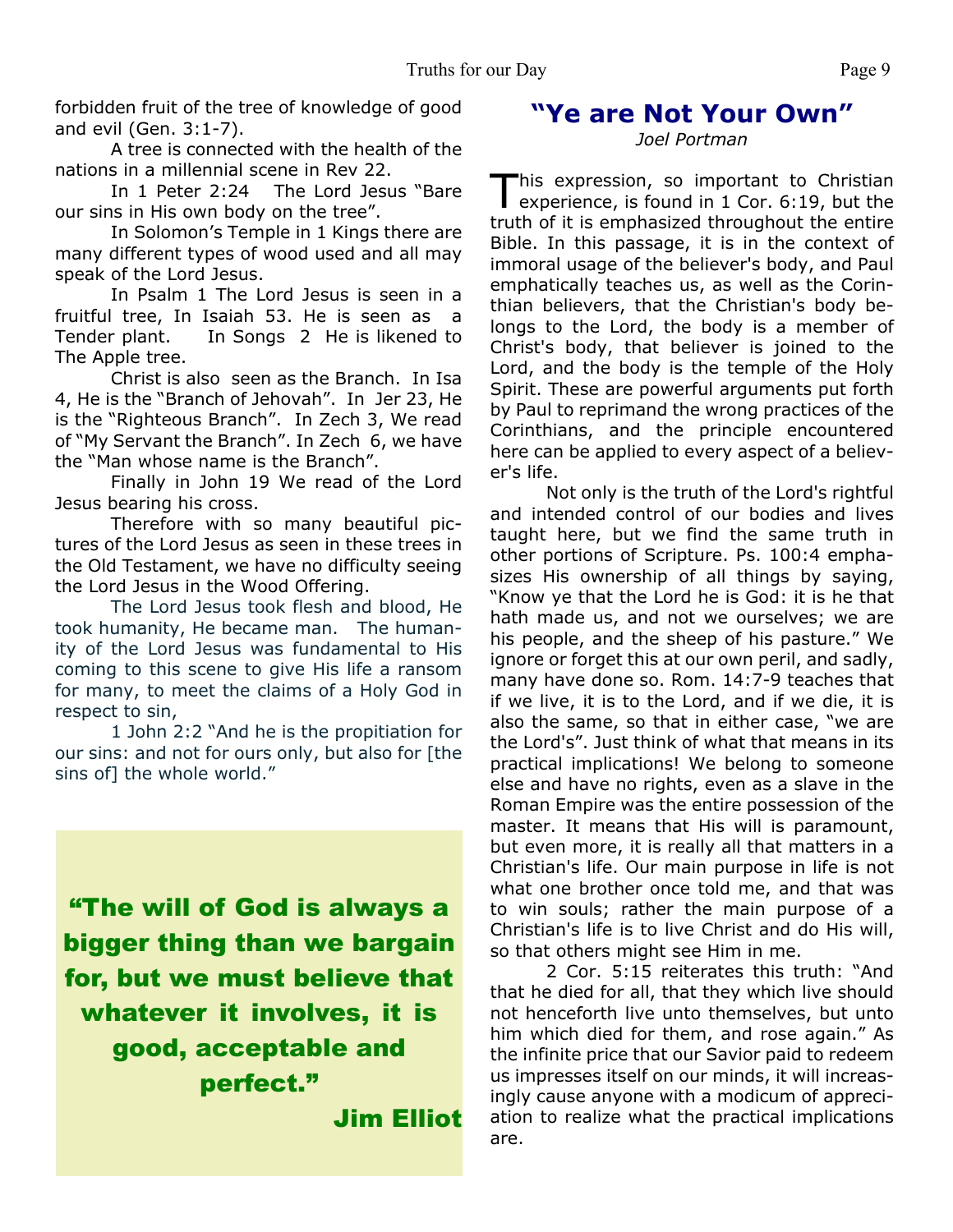forbidden fruit of the tree of knowledge of good and evil (Gen. 3:1-7).

A tree is connected with the health of the nations in a millennial scene in Rev 22.

In 1 Peter 2:24 The Lord Jesus "Bare our sins in His own body on the tree".

In Solomon's Temple in 1 Kings there are many different types of wood used and all may speak of the Lord Jesus.

In Psalm 1 The Lord Jesus is seen in a fruitful tree, In Isaiah 53. He is seen as a Tender plant. In Songs 2 He is likened to The Apple tree.

Christ is also seen as the Branch. In Isa 4, He is the "Branch of Jehovah". In Jer 23, He is the "Righteous Branch". In Zech 3, We read of "My Servant the Branch". In Zech 6, we have the "Man whose name is the Branch".

Finally in John 19 We read of the Lord Jesus bearing his cross.

Therefore with so many beautiful pictures of the Lord Jesus as seen in these trees in the Old Testament, we have no difficulty seeing the Lord Jesus in the Wood Offering.

The Lord Jesus took flesh and blood, He took humanity, He became man. The humanity of the Lord Jesus was fundamental to His coming to this scene to give His life a ransom for many, to meet the claims of a Holy God in respect to sin,

1 John 2:2 "And he is the propitiation for our sins: and not for ours only, but also for [the sins of] the whole world."

> **"The will of God is always a bigger thing than we bargain for, but we must believe that whatever it involves, it is good, acceptable and perfect."**
>
> **Jim Elliot**

## "Ye are Not Your Own"

*Joel Portman*

This expression, so important to Christian experience, is found in 1 Cor. 6:19, but the truth of it is emphasized throughout the entire Bible. In this passage, it is in the context of immoral usage of the believer's body, and Paul emphatically teaches us, as well as the Corinthian believers, that the Christian's body belongs to the Lord, the body is a member of Christ's body, that believer is joined to the Lord, and the body is the temple of the Holy Spirit. These are powerful arguments put forth by Paul to reprimand the wrong practices of the Corinthians, and the principle encountered here can be applied to every aspect of a believer's life.

Not only is the truth of the Lord's rightful and intended control of our bodies and lives taught here, but we find the same truth in other portions of Scripture. Ps. 100:4 emphasizes His ownership of all things by saying, "Know ye that the Lord he is God: it is he that hath made us, and not we ourselves; we are his people, and the sheep of his pasture." We ignore or forget this at our own peril, and sadly, many have done so. Rom. 14:7-9 teaches that if we live, it is to the Lord, and if we die, it is also the same, so that in either case, "we are the Lord's". Just think of what that means in its practical implications! We belong to someone else and have no rights, even as a slave in the Roman Empire was the entire possession of the master. It means that His will is paramount, but even more, it is really all that matters in a Christian's life. Our main purpose in life is not what one brother once told me, and that was to win souls; rather the main purpose of a Christian's life is to live Christ and do His will, so that others might see Him in me.

2 Cor. 5:15 reiterates this truth: "And that he died for all, that they which live should not henceforth live unto themselves, but unto him which died for them, and rose again." As the infinite price that our Savior paid to redeem us impresses itself on our minds, it will increasingly cause anyone with a modicum of appreciation to realize what the practical implications are.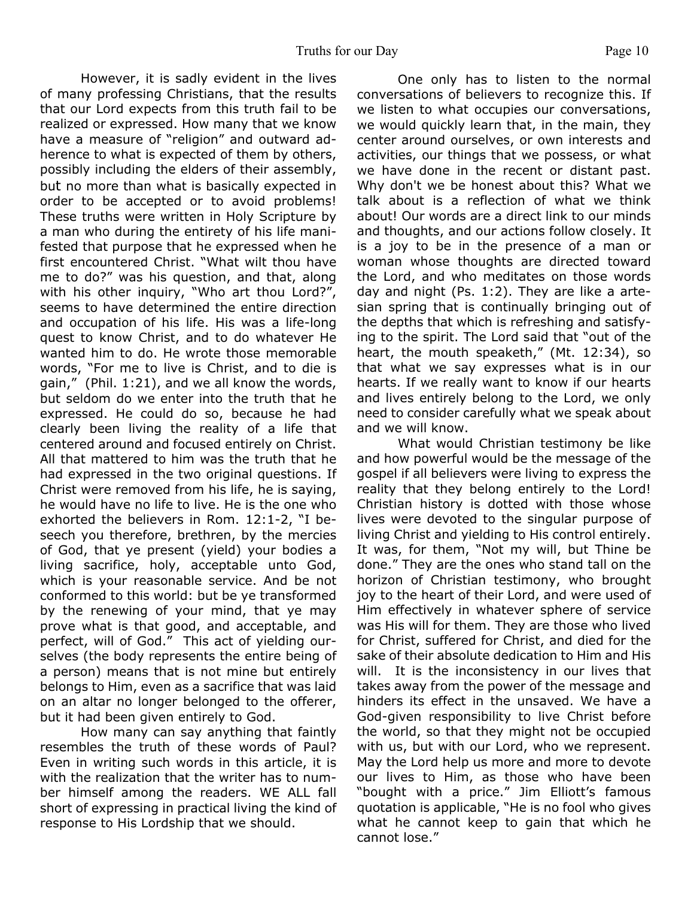However, it is sadly evident in the lives of many professing Christians, that the results that our Lord expects from this truth fail to be realized or expressed. How many that we know have a measure of "religion" and outward adherence to what is expected of them by others, possibly including the elders of their assembly, but no more than what is basically expected in order to be accepted or to avoid problems! These truths were written in Holy Scripture by a man who during the entirety of his life manifested that purpose that he expressed when he first encountered Christ. "What wilt thou have me to do?" was his question, and that, along with his other inquiry, "Who art thou Lord?", seems to have determined the entire direction and occupation of his life. His was a life-long quest to know Christ, and to do whatever He wanted him to do. He wrote those memorable words, "For me to live is Christ, and to die is gain," (Phil. 1:21), and we all know the words, but seldom do we enter into the truth that he expressed. He could do so, because he had clearly been living the reality of a life that centered around and focused entirely on Christ. All that mattered to him was the truth that he had expressed in the two original questions. If Christ were removed from his life, he is saying, he would have no life to live. He is the one who exhorted the believers in Rom. 12:1-2, "I beseech you therefore, brethren, by the mercies of God, that ye present (yield) your bodies a living sacrifice, holy, acceptable unto God, which is your reasonable service. And be not conformed to this world: but be ye transformed by the renewing of your mind, that ye may prove what is that good, and acceptable, and perfect, will of God." This act of yielding ourselves (the body represents the entire being of a person) means that is not mine but entirely belongs to Him, even as a sacrifice that was laid on an altar no longer belonged to the offerer, but it had been given entirely to God.

How many can say anything that faintly resembles the truth of these words of Paul? Even in writing such words in this article, it is with the realization that the writer has to number himself among the readers. WE ALL fall short of expressing in practical living the kind of response to His Lordship that we should.

One only has to listen to the normal conversations of believers to recognize this. If we listen to what occupies our conversations, we would quickly learn that, in the main, they center around ourselves, or own interests and activities, our things that we possess, or what we have done in the recent or distant past. Why don't we be honest about this? What we talk about is a reflection of what we think about! Our words are a direct link to our minds and thoughts, and our actions follow closely. It is a joy to be in the presence of a man or woman whose thoughts are directed toward the Lord, and who meditates on those words day and night (Ps. 1:2). They are like a artesian spring that is continually bringing out of the depths that which is refreshing and satisfying to the spirit. The Lord said that "out of the heart, the mouth speaketh," (Mt. 12:34), so that what we say expresses what is in our hearts. If we really want to know if our hearts and lives entirely belong to the Lord, we only need to consider carefully what we speak about and we will know.

What would Christian testimony be like and how powerful would be the message of the gospel if all believers were living to express the reality that they belong entirely to the Lord! Christian history is dotted with those whose lives were devoted to the singular purpose of living Christ and yielding to His control entirely. It was, for them, "Not my will, but Thine be done." They are the ones who stand tall on the horizon of Christian testimony, who brought joy to the heart of their Lord, and were used of Him effectively in whatever sphere of service was His will for them. They are those who lived for Christ, suffered for Christ, and died for the sake of their absolute dedication to Him and His will. It is the inconsistency in our lives that takes away from the power of the message and hinders its effect in the unsaved. We have a God-given responsibility to live Christ before the world, so that they might not be occupied with us, but with our Lord, who we represent. May the Lord help us more and more to devote our lives to Him, as those who have been "bought with a price." Jim Elliott's famous quotation is applicable, "He is no fool who gives what he cannot keep to gain that which he cannot lose."